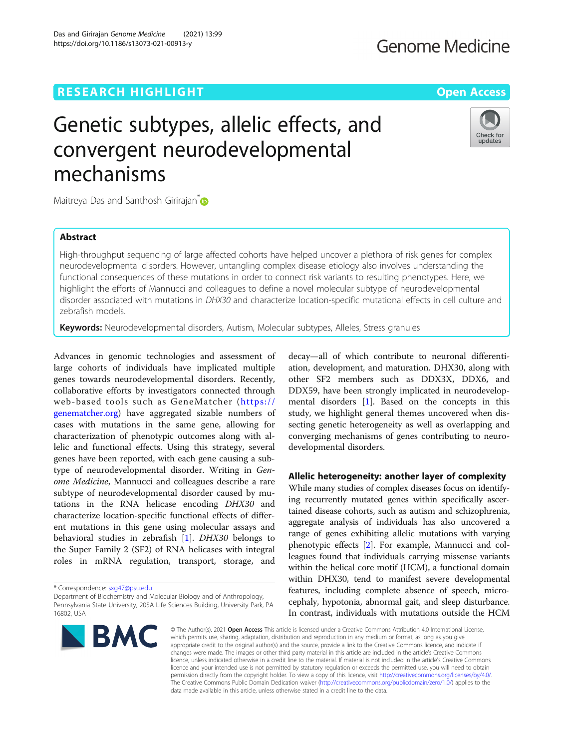RESEARCH HIGHLIGHT

Open Access

# Genetic subtypes, allelic effects, and convergent neurodevelopmental mechanisms

Maitreya Das and Santhosh Girirajan*

## Abstract

High-throughput sequencing of large affected cohorts have helped uncover a plethora of risk genes for complex neurodevelopmental disorders. However, untangling complex disease etiology also involves understanding the functional consequences of these mutations in order to connect risk variants to resulting phenotypes. Here, we highlight the efforts of Mannucci and colleagues to define a novel molecular subtype of neurodevelopmental disorder associated with mutations in *DHX30* and characterize location-specific mutational effects in cell culture and zebrafish models.

**Keywords:** Neurodevelopmental disorders, Autism, Molecular subtypes, Alleles, Stress granules

Advances in genomic technologies and assessment of large cohorts of individuals have implicated multiple genes towards neurodevelopmental disorders. Recently, collaborative efforts by investigators connected through web-based tools such as GeneMatcher (https://genematcher.org) have aggregated sizable numbers of cases with mutations in the same gene, allowing for characterization of phenotypic outcomes along with allelic and functional effects. Using this strategy, several genes have been reported, with each gene causing a subtype of neurodevelopmental disorder. Writing in *Genome Medicine*, Mannucci and colleagues describe a rare subtype of neurodevelopmental disorder caused by mutations in the RNA helicase encoding *DHX30* and characterize location-specific functional effects of different mutations in this gene using molecular assays and behavioral studies in zebrafish [1]. *DHX30* belongs to the Super Family 2 (SF2) of RNA helicases with integral roles in mRNA regulation, transport, storage, and decay—all of which contribute to neuronal differentiation, development, and maturation. DHX30, along with other SF2 members such as DDX3X, DDX6, and DDX59, have been strongly implicated in neurodevelopmental disorders [1]. Based on the concepts in this study, we highlight general themes uncovered when dissecting genetic heterogeneity as well as overlapping and converging mechanisms of genes contributing to neurodevelopmental disorders.

## Allelic heterogeneity: another layer of complexity

While many studies of complex diseases focus on identifying recurrently mutated genes within specifically ascertained disease cohorts, such as autism and schizophrenia, aggregate analysis of individuals has also uncovered a range of genes exhibiting allelic mutations with varying phenotypic effects [2]. For example, Mannucci and colleagues found that individuals carrying missense variants within the helical core motif (HCM), a functional domain within DHX30, tend to manifest severe developmental features, including complete absence of speech, microcephaly, hypotonia, abnormal gait, and sleep disturbance. In contrast, individuals with mutations outside the HCM

* Correspondence: sxg47@psu.edu
Department of Biochemistry and Molecular Biology and of Anthropology, Pennsylvania State University, 205A Life Sciences Building, University Park, PA 16802, USA

© The Author(s). 2021 **Open Access** This article is licensed under a Creative Commons Attribution 4.0 International License, which permits use, sharing, adaptation, distribution and reproduction in any medium or format, as long as you give appropriate credit to the original author(s) and the source, provide a link to the Creative Commons licence, and indicate if changes were made. The images or other third party material in this article are included in the article's Creative Commons licence, unless indicated otherwise in a credit line to the material. If material is not included in the article's Creative Commons licence and your intended use is not permitted by statutory regulation or exceeds the permitted use, you will need to obtain permission directly from the copyright holder. To view a copy of this licence, visit http://creativecommons.org/licenses/by/4.0/. The Creative Commons Public Domain Dedication waiver (http://creativecommons.org/publicdomain/zero/1.0/) applies to the data made available in this article, unless otherwise stated in a credit line to the data.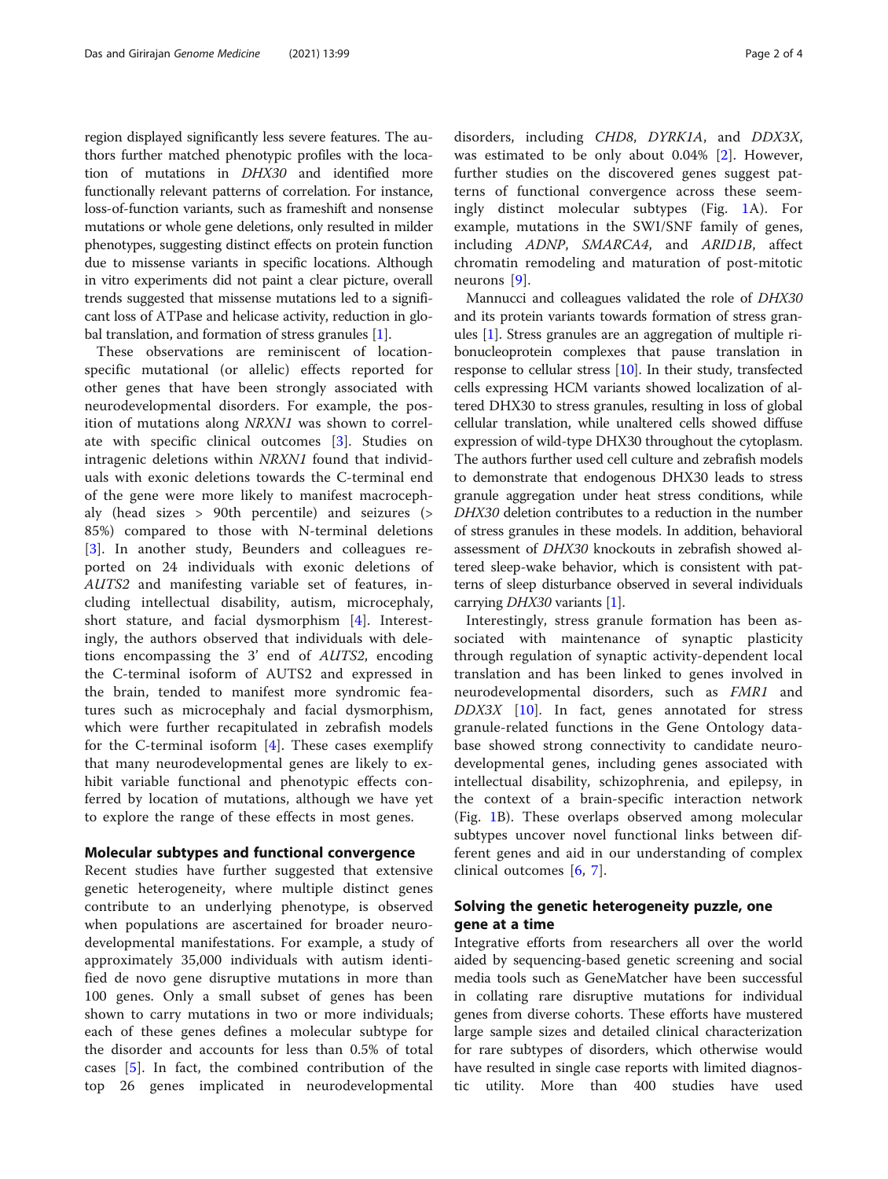region displayed significantly less severe features. The authors further matched phenotypic profiles with the location of mutations in *DHX30* and identified more functionally relevant patterns of correlation. For instance, loss-of-function variants, such as frameshift and nonsense mutations or whole gene deletions, only resulted in milder phenotypes, suggesting distinct effects on protein function due to missense variants in specific locations. Although in vitro experiments did not paint a clear picture, overall trends suggested that missense mutations led to a significant loss of ATPase and helicase activity, reduction in global translation, and formation of stress granules [1].

These observations are reminiscent of location-specific mutational (or allelic) effects reported for other genes that have been strongly associated with neurodevelopmental disorders. For example, the position of mutations along *NRXN1* was shown to correlate with specific clinical outcomes [3]. Studies on intragenic deletions within *NRXN1* found that individuals with exonic deletions towards the C-terminal end of the gene were more likely to manifest macrocephaly (head sizes > 90th percentile) and seizures (> 85%) compared to those with N-terminal deletions [3]. In another study, Beunders and colleagues reported on 24 individuals with exonic deletions of *AUTS2* and manifesting variable set of features, including intellectual disability, autism, microcephaly, short stature, and facial dysmorphism [4]. Interestingly, the authors observed that individuals with deletions encompassing the 3' end of *AUTS2*, encoding the C-terminal isoform of AUTS2 and expressed in the brain, tended to manifest more syndromic features such as microcephaly and facial dysmorphism, which were further recapitulated in zebrafish models for the C-terminal isoform [4]. These cases exemplify that many neurodevelopmental genes are likely to exhibit variable functional and phenotypic effects conferred by location of mutations, although we have yet to explore the range of these effects in most genes.

## Molecular subtypes and functional convergence

Recent studies have further suggested that extensive genetic heterogeneity, where multiple distinct genes contribute to an underlying phenotype, is observed when populations are ascertained for broader neurodevelopmental manifestations. For example, a study of approximately 35,000 individuals with autism identified de novo gene disruptive mutations in more than 100 genes. Only a small subset of genes has been shown to carry mutations in two or more individuals; each of these genes defines a molecular subtype for the disorder and accounts for less than 0.5% of total cases [5]. In fact, the combined contribution of the top 26 genes implicated in neurodevelopmental disorders, including *CHD8*, *DYRK1A*, and *DDX3X*, was estimated to be only about 0.04% [2]. However, further studies on the discovered genes suggest patterns of functional convergence across these seemingly distinct molecular subtypes (Fig. 1A). For example, mutations in the SWI/SNF family of genes, including *ADNP*, *SMARCA4*, and *ARID1B*, affect chromatin remodeling and maturation of post-mitotic neurons [9].

Mannucci and colleagues validated the role of *DHX30* and its protein variants towards formation of stress granules [1]. Stress granules are an aggregation of multiple ribonucleoprotein complexes that pause translation in response to cellular stress [10]. In their study, transfected cells expressing HCM variants showed localization of altered DHX30 to stress granules, resulting in loss of global cellular translation, while unaltered cells showed diffuse expression of wild-type DHX30 throughout the cytoplasm. The authors further used cell culture and zebrafish models to demonstrate that endogenous DHX30 leads to stress granule aggregation under heat stress conditions, while *DHX30* deletion contributes to a reduction in the number of stress granules in these models. In addition, behavioral assessment of *DHX30* knockouts in zebrafish showed altered sleep-wake behavior, which is consistent with patterns of sleep disturbance observed in several individuals carrying *DHX30* variants [1].

Interestingly, stress granule formation has been associated with maintenance of synaptic plasticity through regulation of synaptic activity-dependent local translation and has been linked to genes involved in neurodevelopmental disorders, such as *FMR1* and *DDX3X* [10]. In fact, genes annotated for stress granule-related functions in the Gene Ontology database showed strong connectivity to candidate neurodevelopmental genes, including genes associated with intellectual disability, schizophrenia, and epilepsy, in the context of a brain-specific interaction network (Fig. 1B). These overlaps observed among molecular subtypes uncover novel functional links between different genes and aid in our understanding of complex clinical outcomes [6, 7].

## Solving the genetic heterogeneity puzzle, one gene at a time

Integrative efforts from researchers all over the world aided by sequencing-based genetic screening and social media tools such as GeneMatcher have been successful in collating rare disruptive mutations for individual genes from diverse cohorts. These efforts have mustered large sample sizes and detailed clinical characterization for rare subtypes of disorders, which otherwise would have resulted in single case reports with limited diagnostic utility. More than 400 studies have used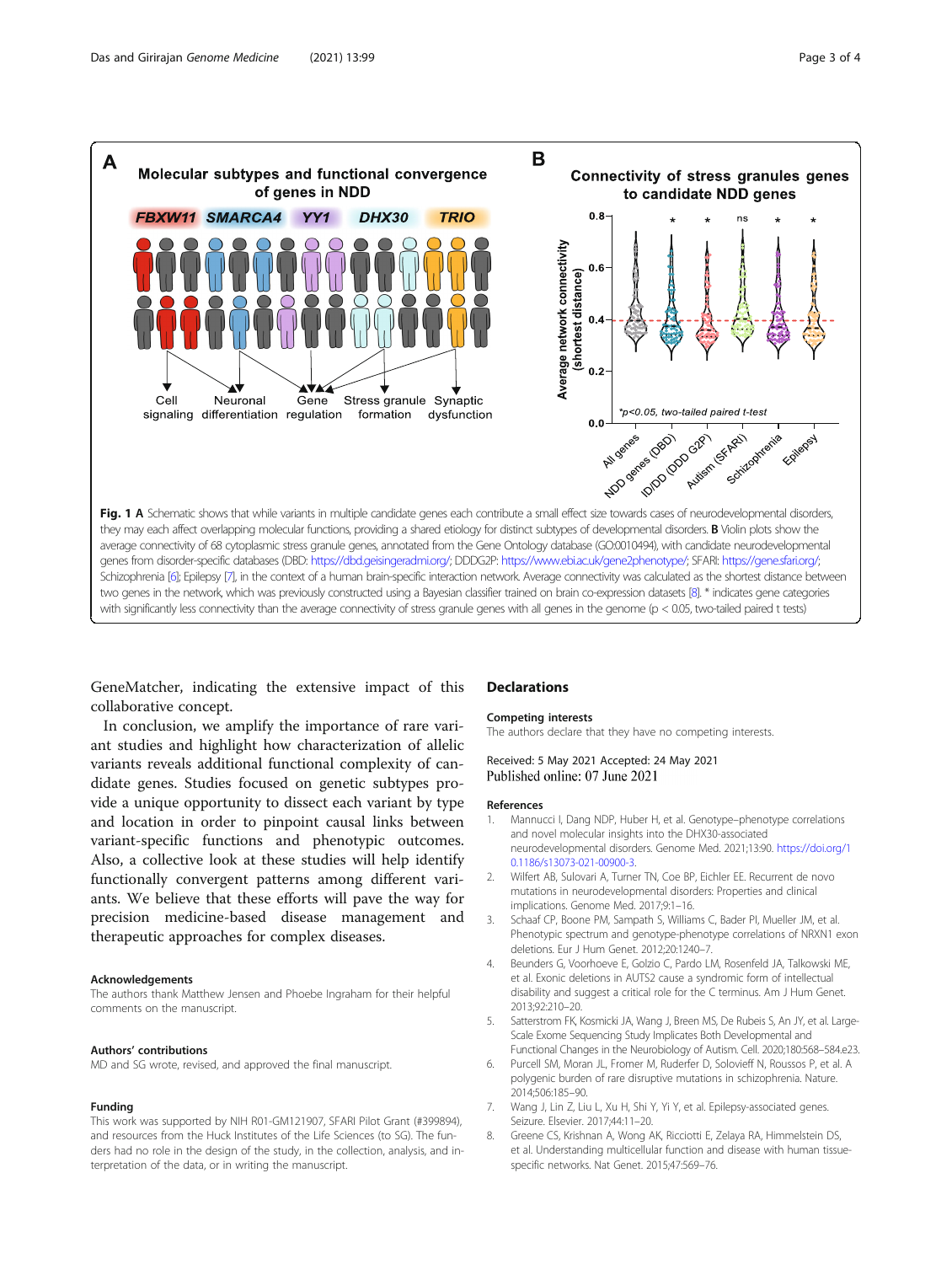**Fig. 1 A** Schematic shows that while variants in multiple candidate genes each contribute a small effect size towards cases of neurodevelopmental disorders, they may each affect overlapping molecular functions, providing a shared etiology for distinct subtypes of developmental disorders. **B** Violin plots show the average connectivity of 68 cytoplasmic stress granule genes, annotated from the Gene Ontology database (GO:0010494), with candidate neurodevelopmental genes from disorder-specific databases (DBD: https://dbd.geisingeradmi.org/; DDDG2P: https://www.ebi.ac.uk/gene2phenotype/; SFARI: https://gene.sfari.org/; Schizophrenia [6]; Epilepsy [7], in the context of a human brain-specific interaction network. Average connectivity was calculated as the shortest distance between two genes in the network, which was previously constructed using a Bayesian classifier trained on brain co-expression datasets [8]. * indicates gene categories with significantly less connectivity than the average connectivity of stress granule genes with all genes in the genome ($p < 0.05$, two-tailed paired t tests)

GeneMatcher, indicating the extensive impact of this collaborative concept.

In conclusion, we amplify the importance of rare variant studies and highlight how characterization of allelic variants reveals additional functional complexity of candidate genes. Studies focused on genetic subtypes provide a unique opportunity to dissect each variant by type and location in order to pinpoint causal links between variant-specific functions and phenotypic outcomes. Also, a collective look at these studies will help identify functionally convergent patterns among different variants. We believe that these efforts will pave the way for precision medicine-based disease management and therapeutic approaches for complex diseases.

### Acknowledgements

The authors thank Matthew Jensen and Phoebe Ingraham for their helpful comments on the manuscript.

### Authors' contributions

MD and SG wrote, revised, and approved the final manuscript.

### Funding

This work was supported by NIH R01-GM121907, SFARI Pilot Grant (#399894), and resources from the Huck Institutes of the Life Sciences (to SG). The funders had no role in the design of the study, in the collection, analysis, and interpretation of the data, or in writing the manuscript.

## Declarations

### Competing interests

The authors declare that they have no competing interests.

Received: 5 May 2021 Accepted: 24 May 2021
Published online: 07 June 2021

### References

1. Mannucci I, Dang NDP, Huber H, et al. Genotype–phenotype correlations and novel molecular insights into the DHX30-associated neurodevelopmental disorders. Genome Med. 2021;13:90. https://doi.org/10.1186/s13073-021-00900-3.
2. Wilfert AB, Sulovari A, Turner TN, Coe BP, Eichler EE. Recurrent de novo mutations in neurodevelopmental disorders: Properties and clinical implications. Genome Med. 2017;9:1–16.
3. Schaaf CP, Boone PM, Sampath S, Williams C, Bader PI, Mueller JM, et al. Phenotypic spectrum and genotype-phenotype correlations of NRXN1 exon deletions. Eur J Hum Genet. 2012;20:1240–7.
4. Beunders G, Voorhoeve E, Golzio C, Pardo LM, Rosenfeld JA, Talkowski ME, et al. Exonic deletions in AUTS2 cause a syndromic form of intellectual disability and suggest a critical role for the C terminus. Am J Hum Genet. 2013;92:210–20.
5. Satterstrom FK, Kosmicki JA, Wang J, Breen MS, De Rubeis S, An JY, et al. Large-Scale Exome Sequencing Study Implicates Both Developmental and Functional Changes in the Neurobiology of Autism. Cell. 2020;180:568–584.e23.
6. Purcell SM, Moran JL, Fromer M, Ruderfer D, Solovieff N, Roussos P, et al. A polygenic burden of rare disruptive mutations in schizophrenia. Nature. 2014;506:185–90.
7. Wang J, Lin Z, Liu L, Xu H, Shi Y, Yi Y, et al. Epilepsy-associated genes. Seizure. Elsevier. 2017;44:11–20.
8. Greene CS, Krishnan A, Wong AK, Ricciotti E, Zelaya RA, Himmelstein DS, et al. Understanding multicellular function and disease with human tissue-specific networks. Nat Genet. 2015;47:569–76.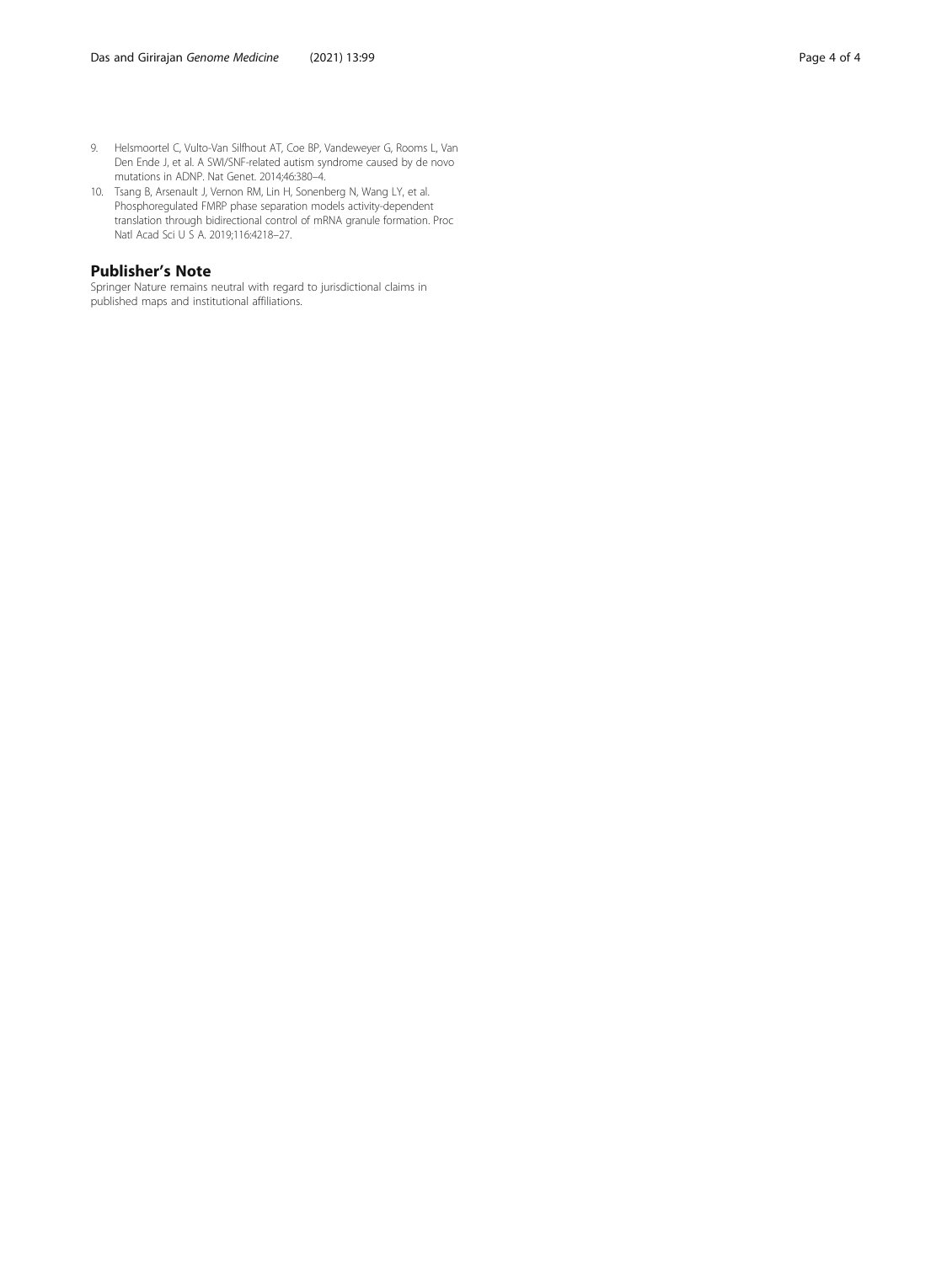9. Helsmoortel C, Vulto-Van Silfhout AT, Coe BP, Vandeweyer G, Rooms L, Van Den Ende J, et al. A SWI/SNF-related autism syndrome caused by de novo mutations in ADNP. Nat Genet. 2014;46:380–4.
10. Tsang B, Arsenault J, Vernon RM, Lin H, Sonenberg N, Wang LY, et al. Phosphoregulated FMRP phase separation models activity-dependent translation through bidirectional control of mRNA granule formation. Proc Natl Acad Sci U S A. 2019;116:4218–27.

## Publisher's Note

Springer Nature remains neutral with regard to jurisdictional claims in published maps and institutional affiliations.